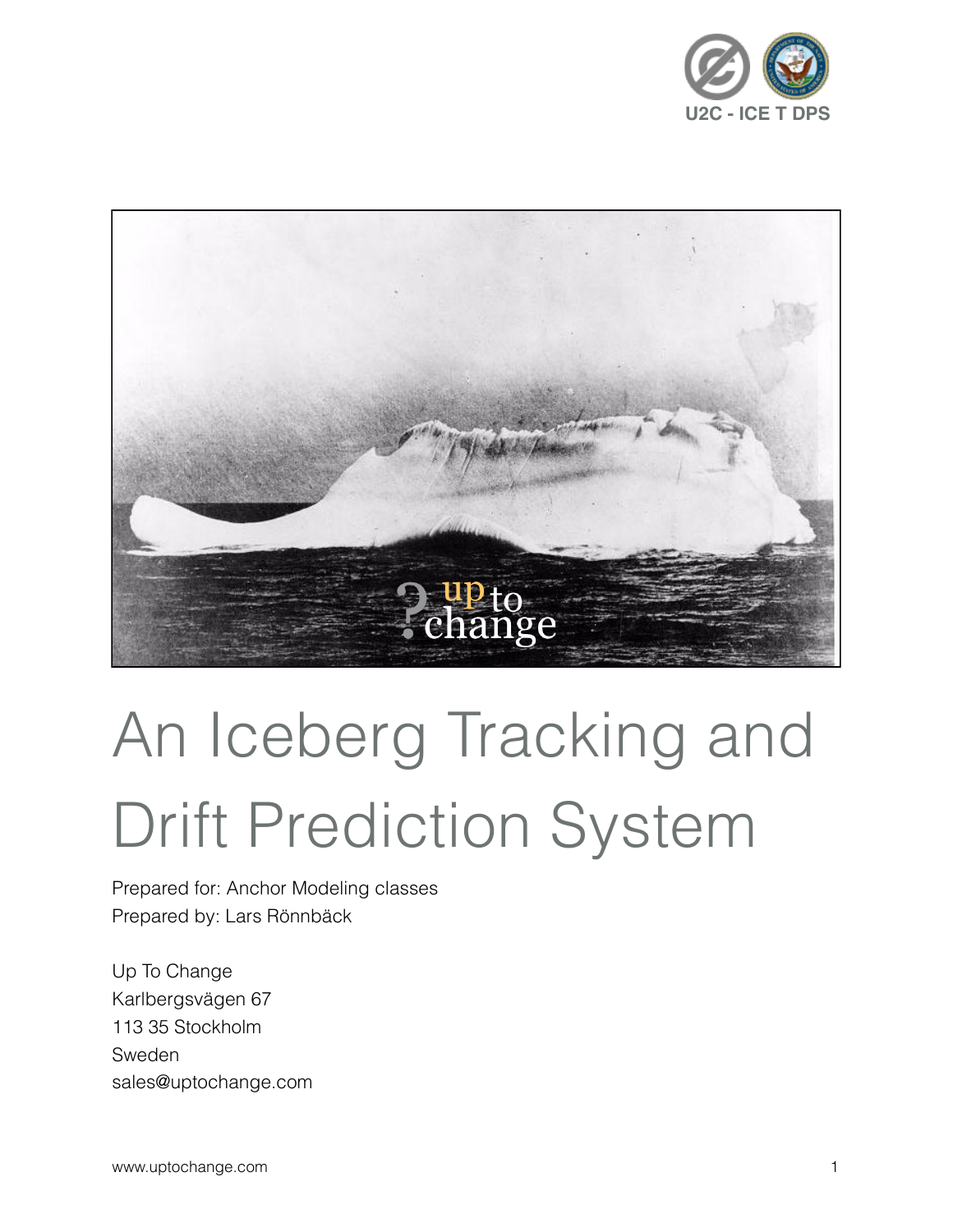U2C - ICE T DPS

# An Iceberg Tracking and Drift Prediction System

Prepared for: Anchor Modeling classes
Prepared by: Lars Rönnbäck

Up To Change
Karlbergsvägen 67
113 35 Stockholm
Sweden
sales@uptochange.com

www.uptochange.com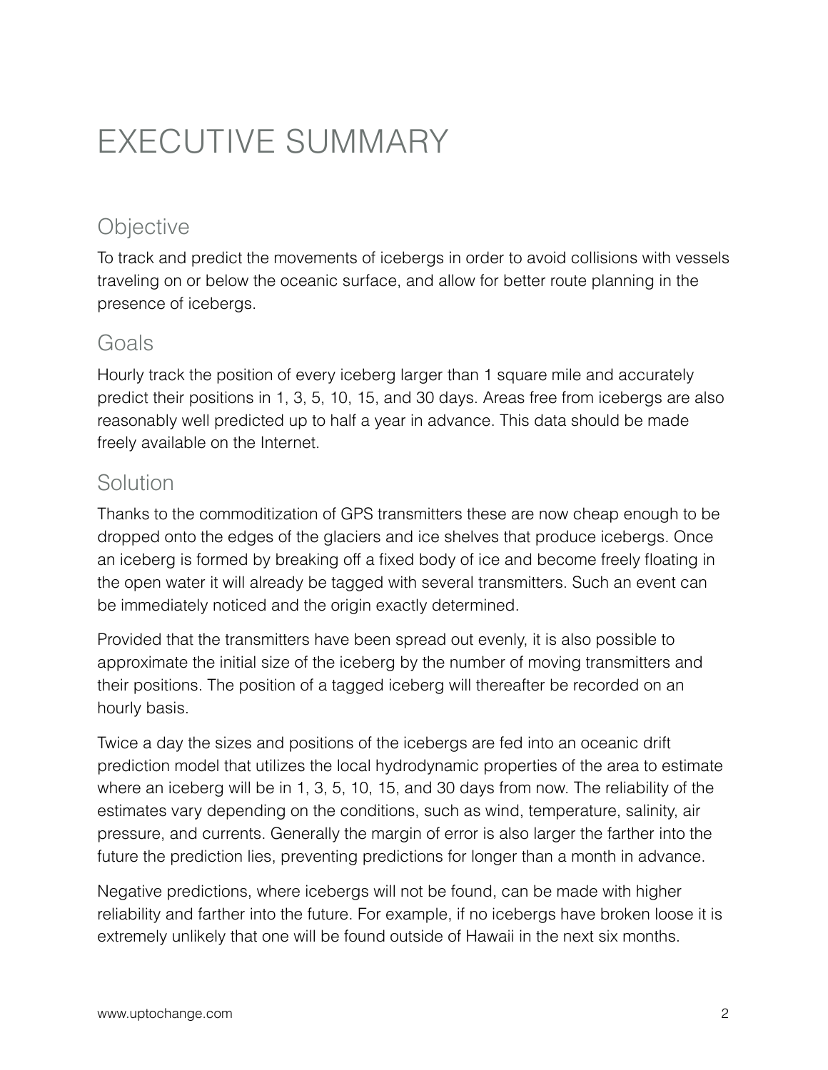# EXECUTIVE SUMMARY

## Objective

To track and predict the movements of icebergs in order to avoid collisions with vessels traveling on or below the oceanic surface, and allow for better route planning in the presence of icebergs.

## Goals

Hourly track the position of every iceberg larger than 1 square mile and accurately predict their positions in 1, 3, 5, 10, 15, and 30 days. Areas free from icebergs are also reasonably well predicted up to half a year in advance. This data should be made freely available on the Internet.

## Solution

Thanks to the commoditization of GPS transmitters these are now cheap enough to be dropped onto the edges of the glaciers and ice shelves that produce icebergs. Once an iceberg is formed by breaking off a fixed body of ice and become freely floating in the open water it will already be tagged with several transmitters. Such an event can be immediately noticed and the origin exactly determined.

Provided that the transmitters have been spread out evenly, it is also possible to approximate the initial size of the iceberg by the number of moving transmitters and their positions. The position of a tagged iceberg will thereafter be recorded on an hourly basis.

Twice a day the sizes and positions of the icebergs are fed into an oceanic drift prediction model that utilizes the local hydrodynamic properties of the area to estimate where an iceberg will be in 1, 3, 5, 10, 15, and 30 days from now. The reliability of the estimates vary depending on the conditions, such as wind, temperature, salinity, air pressure, and currents. Generally the margin of error is also larger the farther into the future the prediction lies, preventing predictions for longer than a month in advance.

Negative predictions, where icebergs will not be found, can be made with higher reliability and farther into the future. For example, if no icebergs have broken loose it is extremely unlikely that one will be found outside of Hawaii in the next six months.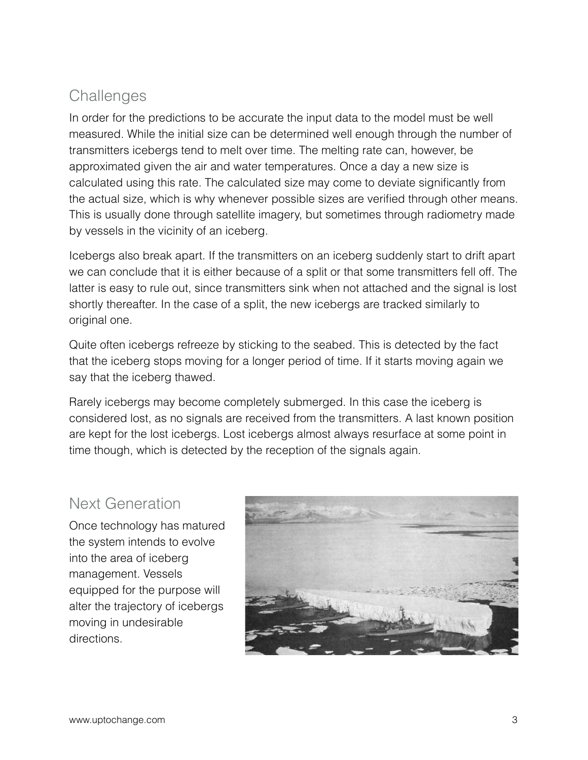## Challenges

In order for the predictions to be accurate the input data to the model must be well measured. While the initial size can be determined well enough through the number of transmitters icebergs tend to melt over time. The melting rate can, however, be approximated given the air and water temperatures. Once a day a new size is calculated using this rate. The calculated size may come to deviate significantly from the actual size, which is why whenever possible sizes are verified through other means. This is usually done through satellite imagery, but sometimes through radiometry made by vessels in the vicinity of an iceberg.

Icebergs also break apart. If the transmitters on an iceberg suddenly start to drift apart we can conclude that it is either because of a split or that some transmitters fell off. The latter is easy to rule out, since transmitters sink when not attached and the signal is lost shortly thereafter. In the case of a split, the new icebergs are tracked similarly to original one.

Quite often icebergs refreeze by sticking to the seabed. This is detected by the fact that the iceberg stops moving for a longer period of time. If it starts moving again we say that the iceberg thawed.

Rarely icebergs may become completely submerged. In this case the iceberg is considered lost, as no signals are received from the transmitters. A last known position are kept for the lost icebergs. Lost icebergs almost always resurface at some point in time though, which is detected by the reception of the signals again.

## Next Generation

Once technology has matured the system intends to evolve into the area of iceberg management. Vessels equipped for the purpose will alter the trajectory of icebergs moving in undesirable directions.